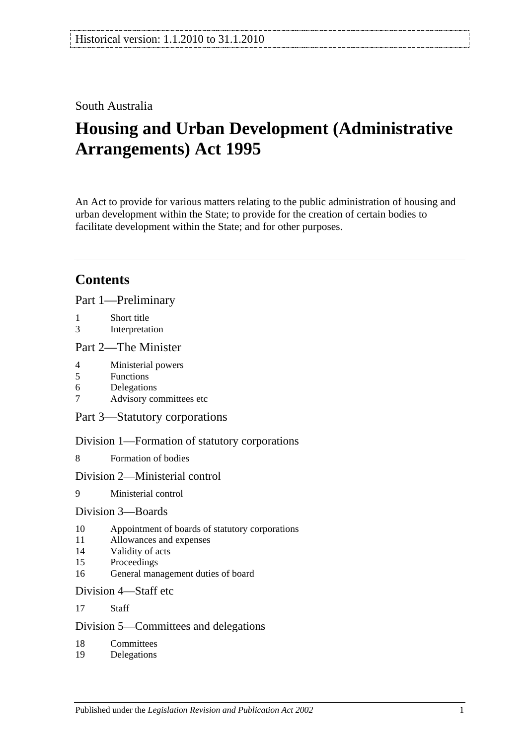Historical version: 1.1.2010 to 31.1.2010

South Australia

# Housing and Urban Development (Administrative Arrangements) Act 1995

An Act to provide for various matters relating to the public administration of housing and urban development within the State; to provide for the creation of certain bodies to facilitate development within the State; and for other purposes.

## Contents

Part 1—Preliminary

- 1 Short title
- 3 Interpretation

Part 2—The Minister

- 4 Ministerial powers
- 5 Functions
- 6 Delegations
- 7 Advisory committees etc

Part 3—Statutory corporations

Division 1—Formation of statutory corporations

- 8 Formation of bodies

Division 2—Ministerial control

- 9 Ministerial control

Division 3—Boards

- 10 Appointment of boards of statutory corporations
- 11 Allowances and expenses
- 14 Validity of acts
- 15 Proceedings
- 16 General management duties of board

Division 4—Staff etc

- 17 Staff

Division 5—Committees and delegations

- 18 Committees
- 19 Delegations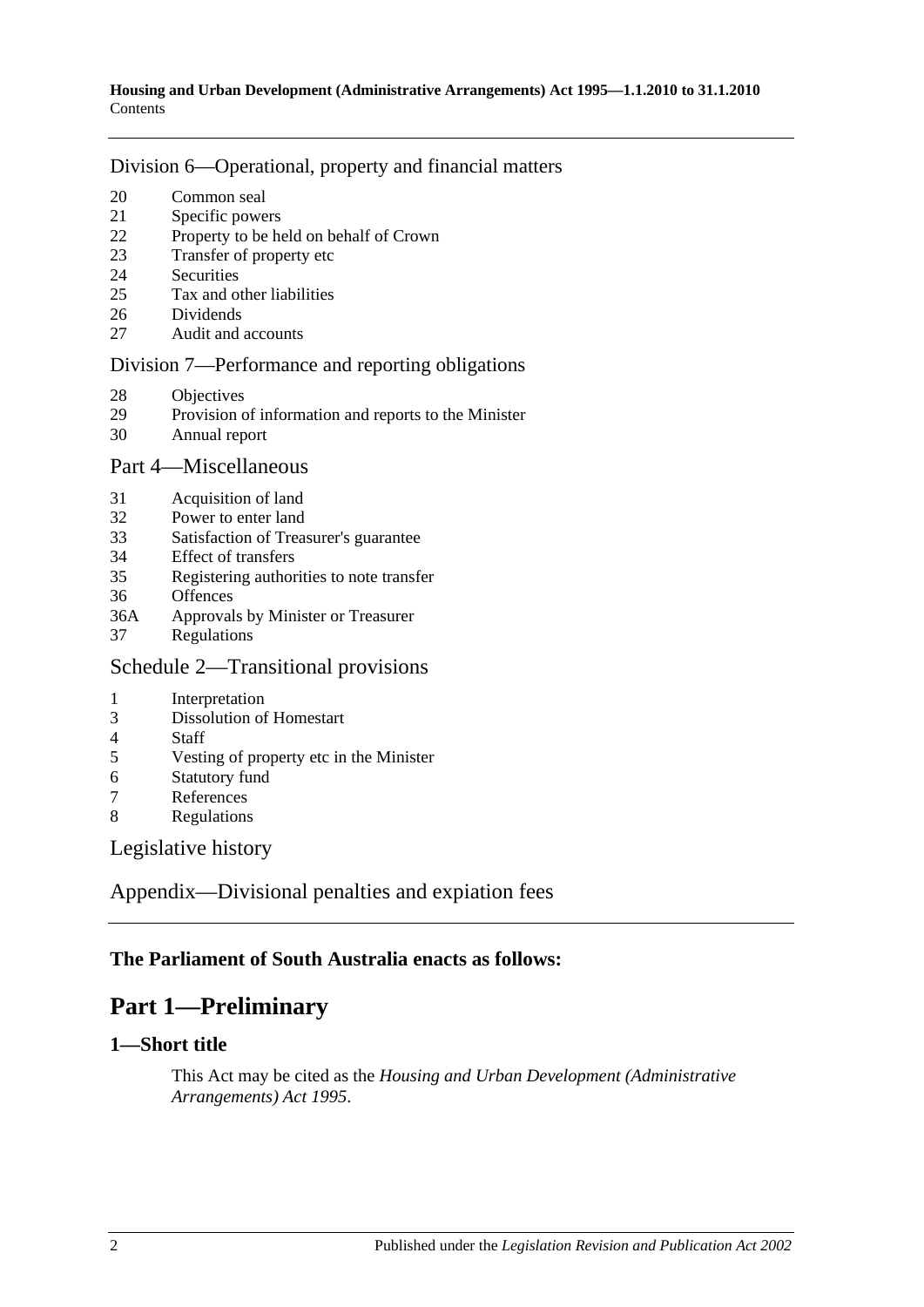Division 6—Operational, property and financial matters

20 Common seal
21 Specific powers
22 Property to be held on behalf of Crown
23 Transfer of property etc
24 Securities
25 Tax and other liabilities
26 Dividends
27 Audit and accounts

Division 7—Performance and reporting obligations

28 Objectives
29 Provision of information and reports to the Minister
30 Annual report

Part 4—Miscellaneous

31 Acquisition of land
32 Power to enter land
33 Satisfaction of Treasurer's guarantee
34 Effect of transfers
35 Registering authorities to note transfer
36 Offences
36A Approvals by Minister or Treasurer
37 Regulations

Schedule 2—Transitional provisions

1 Interpretation
3 Dissolution of Homestart
4 Staff
5 Vesting of property etc in the Minister
6 Statutory fund
7 References
8 Regulations

Legislative history

Appendix—Divisional penalties and expiation fees

**The Parliament of South Australia enacts as follows:**

# Part 1—Preliminary

## 1—Short title

This Act may be cited as the *Housing and Urban Development (Administrative Arrangements) Act 1995*.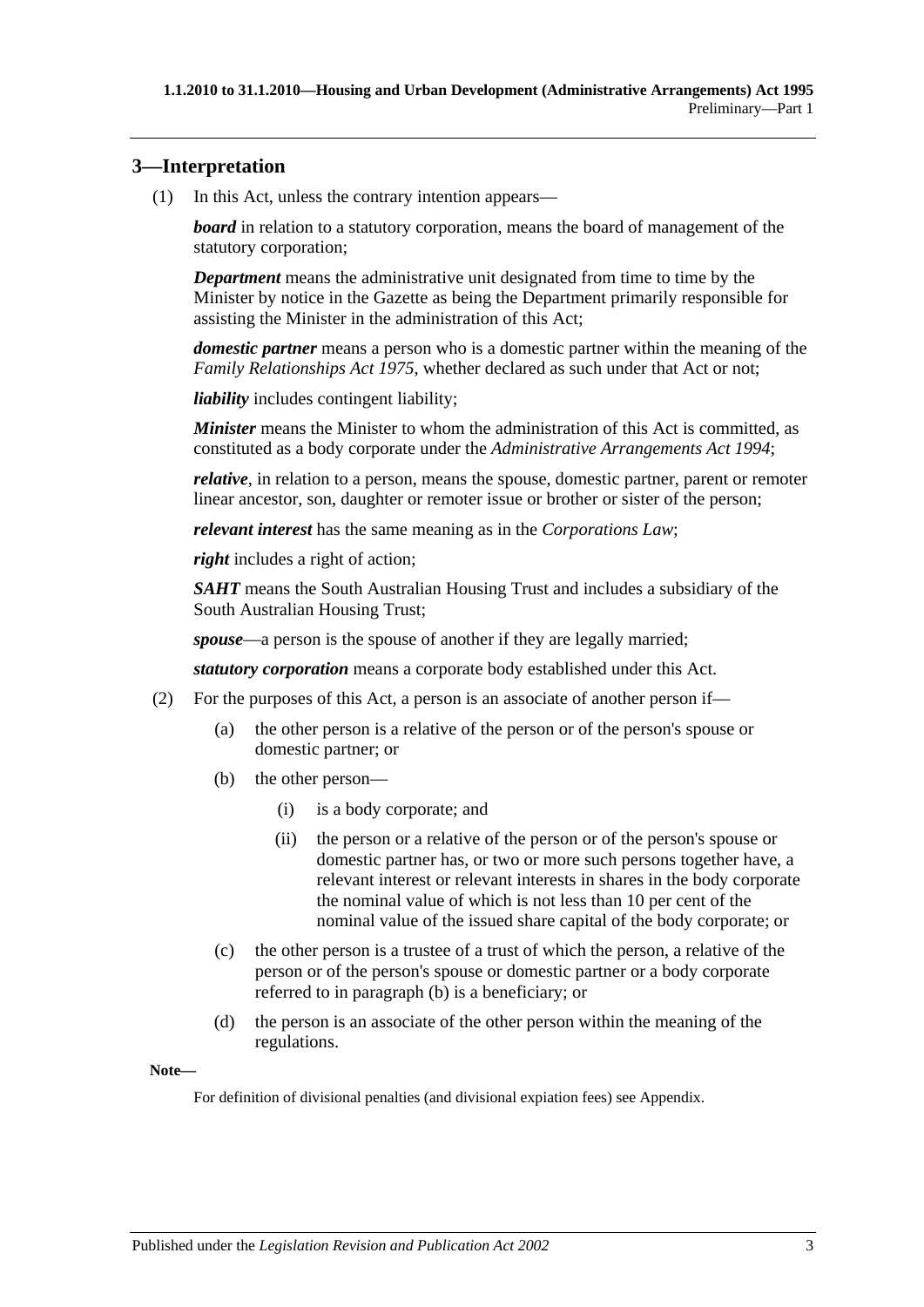## 3—Interpretation

(1) In this Act, unless the contrary intention appears—

***board*** in relation to a statutory corporation, means the board of management of the statutory corporation;

***Department*** means the administrative unit designated from time to time by the Minister by notice in the Gazette as being the Department primarily responsible for assisting the Minister in the administration of this Act;

***domestic partner*** means a person who is a domestic partner within the meaning of the *Family Relationships Act 1975*, whether declared as such under that Act or not;

***liability*** includes contingent liability;

***Minister*** means the Minister to whom the administration of this Act is committed, as constituted as a body corporate under the *Administrative Arrangements Act 1994*;

***relative***, in relation to a person, means the spouse, domestic partner, parent or remoter linear ancestor, son, daughter or remoter issue or brother or sister of the person;

***relevant interest*** has the same meaning as in the *Corporations Law*;

***right*** includes a right of action;

***SAHT*** means the South Australian Housing Trust and includes a subsidiary of the South Australian Housing Trust;

***spouse***—a person is the spouse of another if they are legally married;

***statutory corporation*** means a corporate body established under this Act.

(2) For the purposes of this Act, a person is an associate of another person if—

(a) the other person is a relative of the person or of the person's spouse or domestic partner; or

(b) the other person—

(i) is a body corporate; and

(ii) the person or a relative of the person or of the person's spouse or domestic partner has, or two or more such persons together have, a relevant interest or relevant interests in shares in the body corporate the nominal value of which is not less than 10 per cent of the nominal value of the issued share capital of the body corporate; or

(c) the other person is a trustee of a trust of which the person, a relative of the person or of the person's spouse or domestic partner or a body corporate referred to in paragraph (b) is a beneficiary; or

(d) the person is an associate of the other person within the meaning of the regulations.

**Note—**

For definition of divisional penalties (and divisional expiation fees) see Appendix.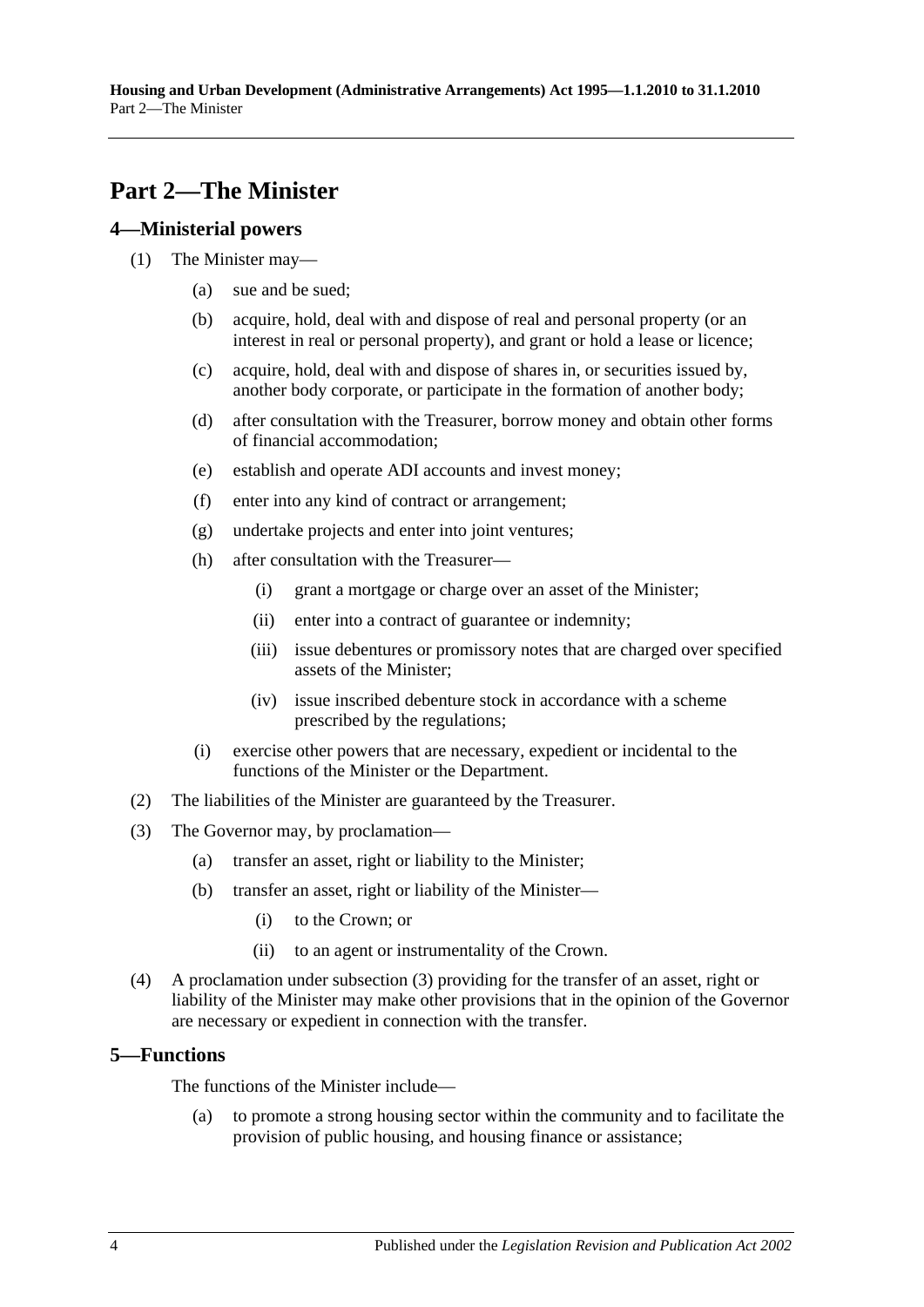# Part 2—The Minister

## 4—Ministerial powers

(1) The Minister may—

  (a) sue and be sued;

  (b) acquire, hold, deal with and dispose of real and personal property (or an interest in real or personal property), and grant or hold a lease or licence;

  (c) acquire, hold, deal with and dispose of shares in, or securities issued by, another body corporate, or participate in the formation of another body;

  (d) after consultation with the Treasurer, borrow money and obtain other forms of financial accommodation;

  (e) establish and operate ADI accounts and invest money;

  (f) enter into any kind of contract or arrangement;

  (g) undertake projects and enter into joint ventures;

  (h) after consultation with the Treasurer—

    (i) grant a mortgage or charge over an asset of the Minister;

    (ii) enter into a contract of guarantee or indemnity;

    (iii) issue debentures or promissory notes that are charged over specified assets of the Minister;

    (iv) issue inscribed debenture stock in accordance with a scheme prescribed by the regulations;

  (i) exercise other powers that are necessary, expedient or incidental to the functions of the Minister or the Department.

(2) The liabilities of the Minister are guaranteed by the Treasurer.

(3) The Governor may, by proclamation—

  (a) transfer an asset, right or liability to the Minister;

  (b) transfer an asset, right or liability of the Minister—

    (i) to the Crown; or

    (ii) to an agent or instrumentality of the Crown.

(4) A proclamation under subsection (3) providing for the transfer of an asset, right or liability of the Minister may make other provisions that in the opinion of the Governor are necessary or expedient in connection with the transfer.

## 5—Functions

The functions of the Minister include—

  (a) to promote a strong housing sector within the community and to facilitate the provision of public housing, and housing finance or assistance;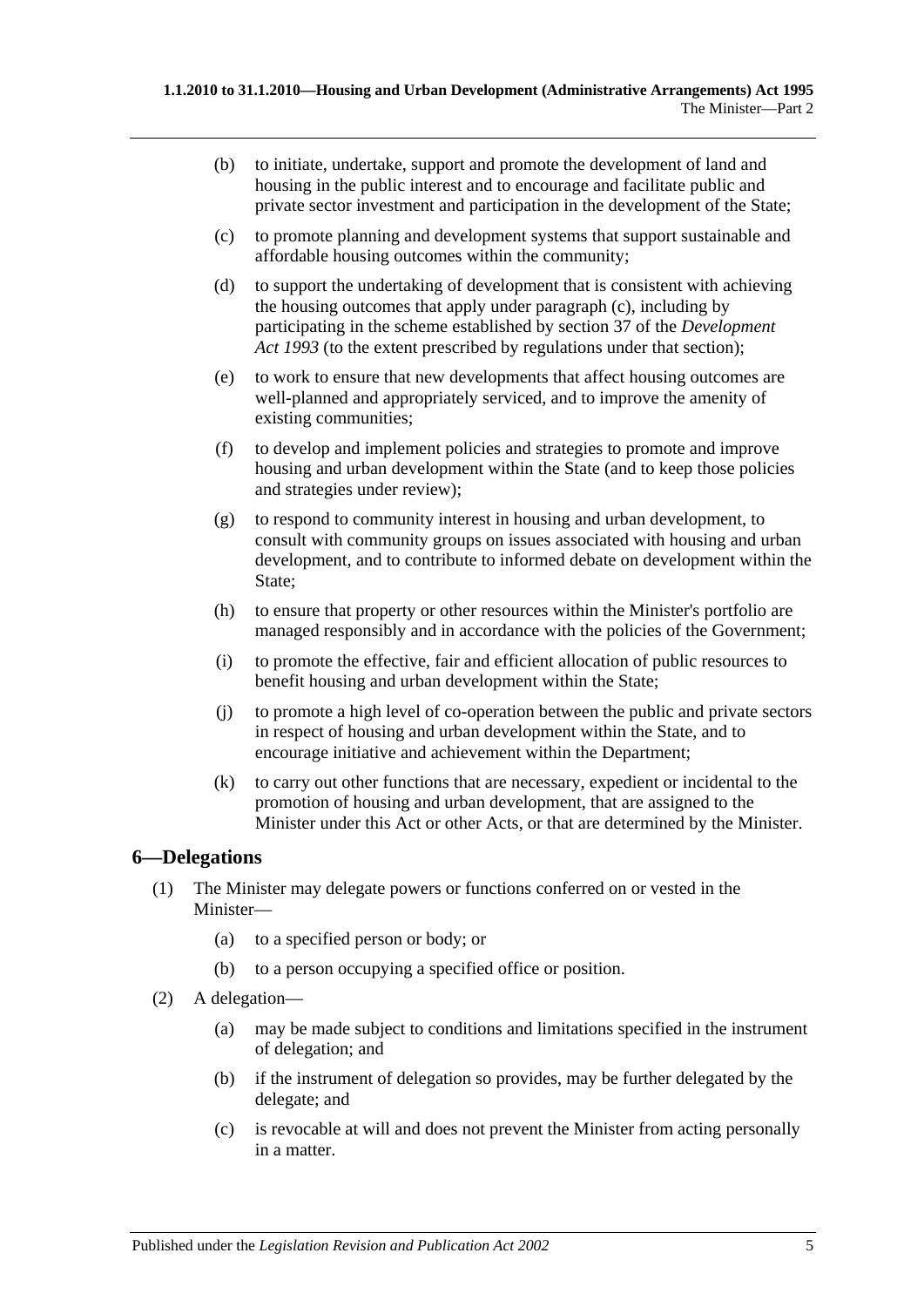(b) to initiate, undertake, support and promote the development of land and housing in the public interest and to encourage and facilitate public and private sector investment and participation in the development of the State;

(c) to promote planning and development systems that support sustainable and affordable housing outcomes within the community;

(d) to support the undertaking of development that is consistent with achieving the housing outcomes that apply under paragraph (c), including by participating in the scheme established by section 37 of the *Development Act 1993* (to the extent prescribed by regulations under that section);

(e) to work to ensure that new developments that affect housing outcomes are well-planned and appropriately serviced, and to improve the amenity of existing communities;

(f) to develop and implement policies and strategies to promote and improve housing and urban development within the State (and to keep those policies and strategies under review);

(g) to respond to community interest in housing and urban development, to consult with community groups on issues associated with housing and urban development, and to contribute to informed debate on development within the State;

(h) to ensure that property or other resources within the Minister's portfolio are managed responsibly and in accordance with the policies of the Government;

(i) to promote the effective, fair and efficient allocation of public resources to benefit housing and urban development within the State;

(j) to promote a high level of co-operation between the public and private sectors in respect of housing and urban development within the State, and to encourage initiative and achievement within the Department;

(k) to carry out other functions that are necessary, expedient or incidental to the promotion of housing and urban development, that are assigned to the Minister under this Act or other Acts, or that are determined by the Minister.

## 6—Delegations

(1) The Minister may delegate powers or functions conferred on or vested in the Minister—

(a) to a specified person or body; or

(b) to a person occupying a specified office or position.

(2) A delegation—

(a) may be made subject to conditions and limitations specified in the instrument of delegation; and

(b) if the instrument of delegation so provides, may be further delegated by the delegate; and

(c) is revocable at will and does not prevent the Minister from acting personally in a matter.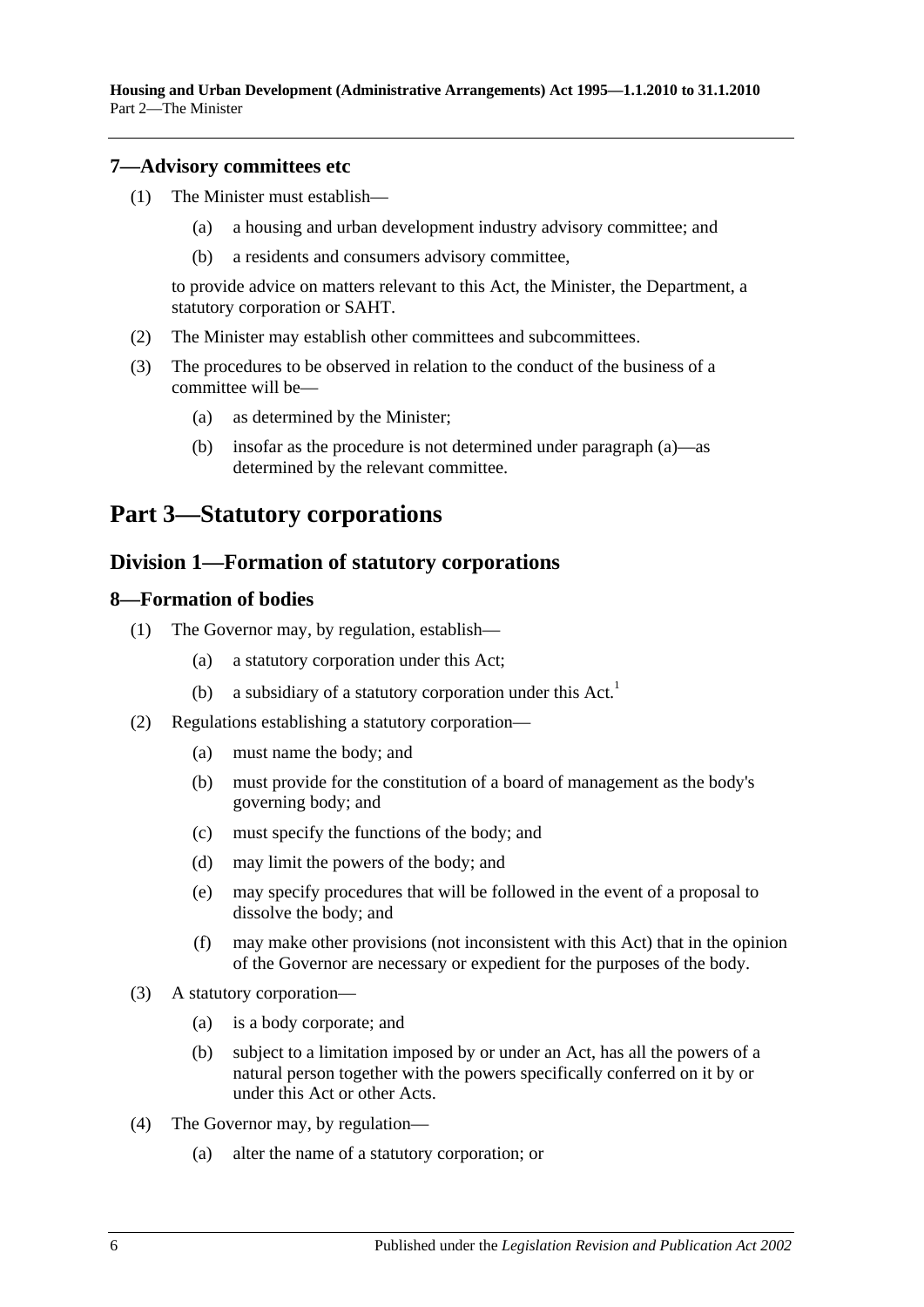### 7—Advisory committees etc

(1) The Minister must establish—

(a) a housing and urban development industry advisory committee; and

(b) a residents and consumers advisory committee,

to provide advice on matters relevant to this Act, the Minister, the Department, a statutory corporation or SAHT.

(2) The Minister may establish other committees and subcommittees.

(3) The procedures to be observed in relation to the conduct of the business of a committee will be—

(a) as determined by the Minister;

(b) insofar as the procedure is not determined under paragraph (a)—as determined by the relevant committee.

# Part 3—Statutory corporations

## Division 1—Formation of statutory corporations

### 8—Formation of bodies

(1) The Governor may, by regulation, establish—

(a) a statutory corporation under this Act;

(b) a subsidiary of a statutory corporation under this Act.[1]

(2) Regulations establishing a statutory corporation—

(a) must name the body; and

(b) must provide for the constitution of a board of management as the body's governing body; and

(c) must specify the functions of the body; and

(d) may limit the powers of the body; and

(e) may specify procedures that will be followed in the event of a proposal to dissolve the body; and

(f) may make other provisions (not inconsistent with this Act) that in the opinion of the Governor are necessary or expedient for the purposes of the body.

(3) A statutory corporation—

(a) is a body corporate; and

(b) subject to a limitation imposed by or under an Act, has all the powers of a natural person together with the powers specifically conferred on it by or under this Act or other Acts.

(4) The Governor may, by regulation—

(a) alter the name of a statutory corporation; or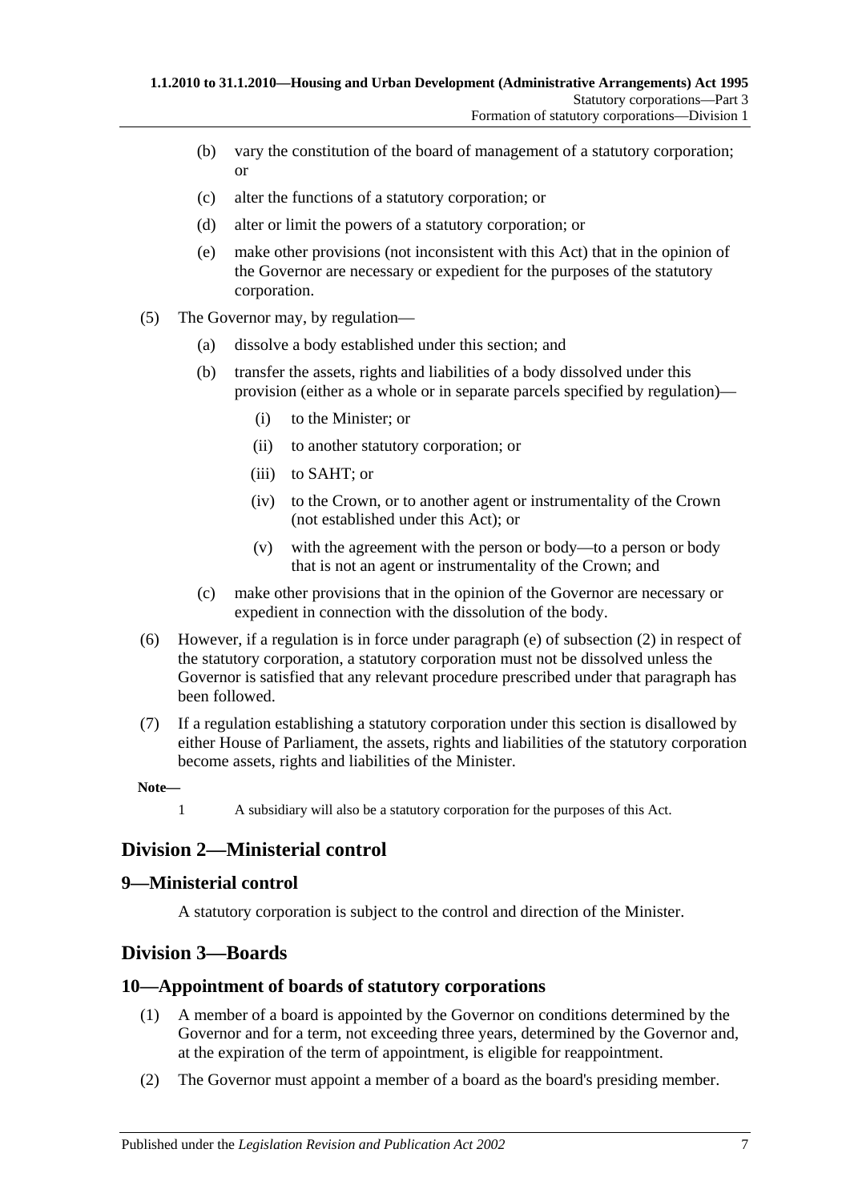(b) vary the constitution of the board of management of a statutory corporation; or

(c) alter the functions of a statutory corporation; or

(d) alter or limit the powers of a statutory corporation; or

(e) make other provisions (not inconsistent with this Act) that in the opinion of the Governor are necessary or expedient for the purposes of the statutory corporation.

(5) The Governor may, by regulation—

(a) dissolve a body established under this section; and

(b) transfer the assets, rights and liabilities of a body dissolved under this provision (either as a whole or in separate parcels specified by regulation)—

(i) to the Minister; or

(ii) to another statutory corporation; or

(iii) to SAHT; or

(iv) to the Crown, or to another agent or instrumentality of the Crown (not established under this Act); or

(v) with the agreement with the person or body—to a person or body that is not an agent or instrumentality of the Crown; and

(c) make other provisions that in the opinion of the Governor are necessary or expedient in connection with the dissolution of the body.

(6) However, if a regulation is in force under paragraph (e) of subsection (2) in respect of the statutory corporation, a statutory corporation must not be dissolved unless the Governor is satisfied that any relevant procedure prescribed under that paragraph has been followed.

(7) If a regulation establishing a statutory corporation under this section is disallowed by either House of Parliament, the assets, rights and liabilities of the statutory corporation become assets, rights and liabilities of the Minister.

**Note—**

1 A subsidiary will also be a statutory corporation for the purposes of this Act.

## Division 2—Ministerial control

### 9—Ministerial control

A statutory corporation is subject to the control and direction of the Minister.

## Division 3—Boards

### 10—Appointment of boards of statutory corporations

(1) A member of a board is appointed by the Governor on conditions determined by the Governor and for a term, not exceeding three years, determined by the Governor and, at the expiration of the term of appointment, is eligible for reappointment.

(2) The Governor must appoint a member of a board as the board's presiding member.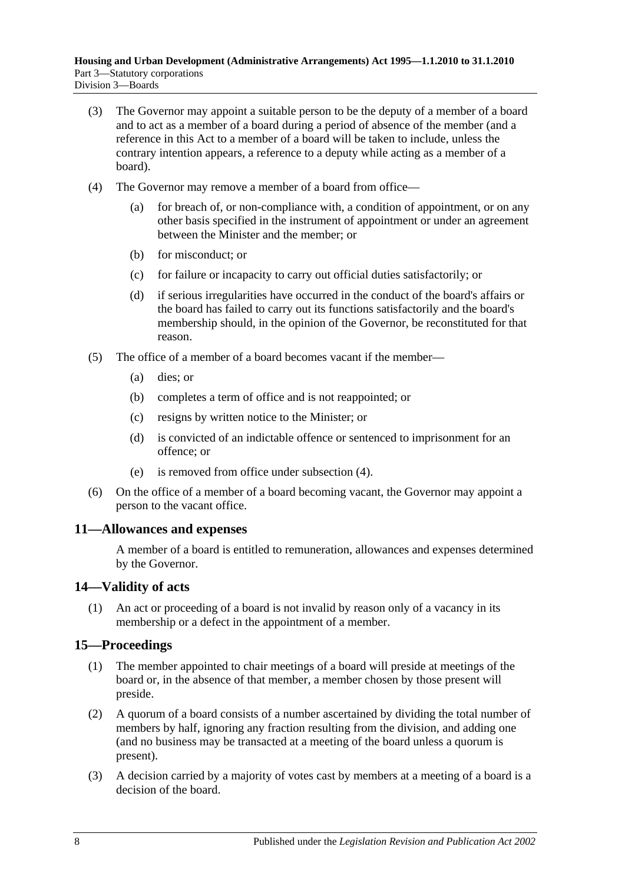(3) The Governor may appoint a suitable person to be the deputy of a member of a board and to act as a member of a board during a period of absence of the member (and a reference in this Act to a member of a board will be taken to include, unless the contrary intention appears, a reference to a deputy while acting as a member of a board).

(4) The Governor may remove a member of a board from office—

- (a) for breach of, or non-compliance with, a condition of appointment, or on any other basis specified in the instrument of appointment or under an agreement between the Minister and the member; or
- (b) for misconduct; or
- (c) for failure or incapacity to carry out official duties satisfactorily; or
- (d) if serious irregularities have occurred in the conduct of the board's affairs or the board has failed to carry out its functions satisfactorily and the board's membership should, in the opinion of the Governor, be reconstituted for that reason.

(5) The office of a member of a board becomes vacant if the member—

- (a) dies; or
- (b) completes a term of office and is not reappointed; or
- (c) resigns by written notice to the Minister; or
- (d) is convicted of an indictable offence or sentenced to imprisonment for an offence; or
- (e) is removed from office under subsection (4).

(6) On the office of a member of a board becoming vacant, the Governor may appoint a person to the vacant office.

## 11—Allowances and expenses

A member of a board is entitled to remuneration, allowances and expenses determined by the Governor.

## 14—Validity of acts

(1) An act or proceeding of a board is not invalid by reason only of a vacancy in its membership or a defect in the appointment of a member.

## 15—Proceedings

(1) The member appointed to chair meetings of a board will preside at meetings of the board or, in the absence of that member, a member chosen by those present will preside.

(2) A quorum of a board consists of a number ascertained by dividing the total number of members by half, ignoring any fraction resulting from the division, and adding one (and no business may be transacted at a meeting of the board unless a quorum is present).

(3) A decision carried by a majority of votes cast by members at a meeting of a board is a decision of the board.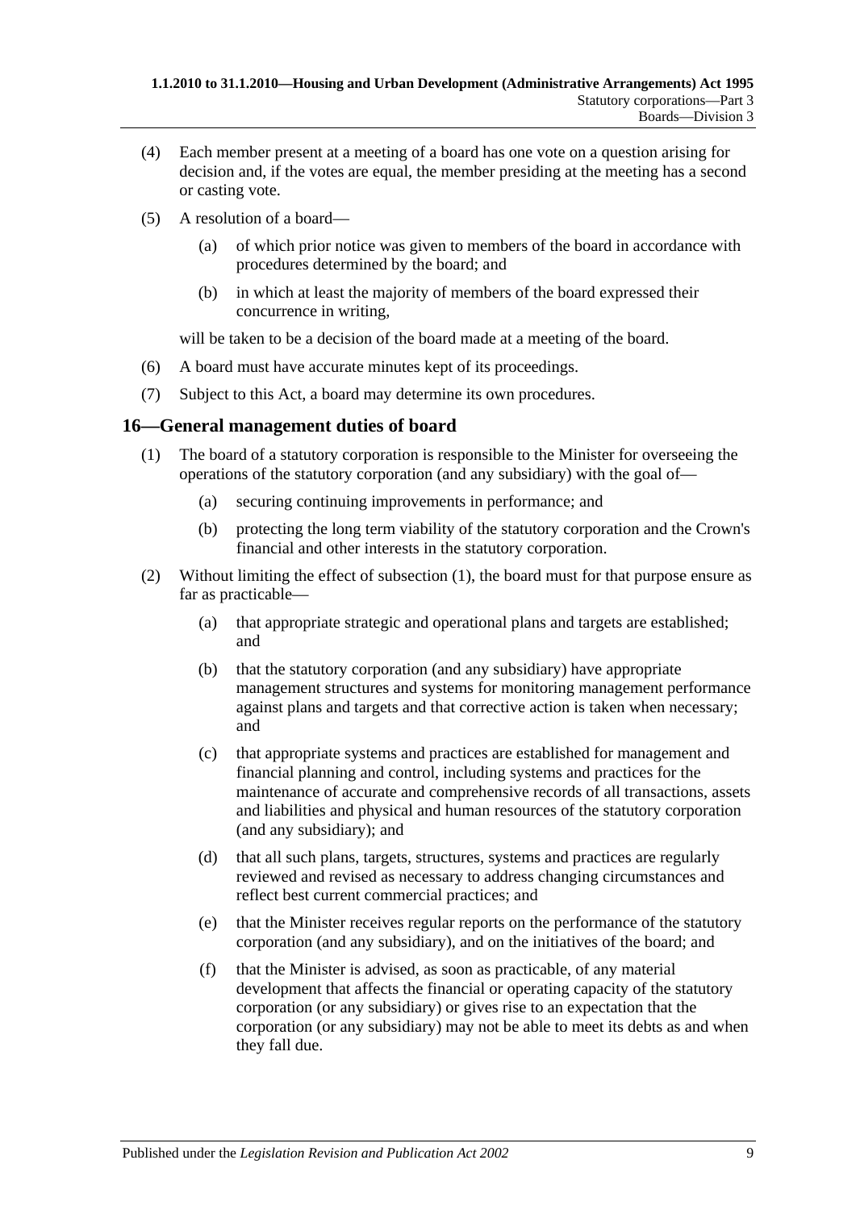(4) Each member present at a meeting of a board has one vote on a question arising for decision and, if the votes are equal, the member presiding at the meeting has a second or casting vote.

(5) A resolution of a board—

(a) of which prior notice was given to members of the board in accordance with procedures determined by the board; and

(b) in which at least the majority of members of the board expressed their concurrence in writing,

will be taken to be a decision of the board made at a meeting of the board.

(6) A board must have accurate minutes kept of its proceedings.

(7) Subject to this Act, a board may determine its own procedures.

## 16—General management duties of board

(1) The board of a statutory corporation is responsible to the Minister for overseeing the operations of the statutory corporation (and any subsidiary) with the goal of—

(a) securing continuing improvements in performance; and

(b) protecting the long term viability of the statutory corporation and the Crown's financial and other interests in the statutory corporation.

(2) Without limiting the effect of subsection (1), the board must for that purpose ensure as far as practicable—

(a) that appropriate strategic and operational plans and targets are established; and

(b) that the statutory corporation (and any subsidiary) have appropriate management structures and systems for monitoring management performance against plans and targets and that corrective action is taken when necessary; and

(c) that appropriate systems and practices are established for management and financial planning and control, including systems and practices for the maintenance of accurate and comprehensive records of all transactions, assets and liabilities and physical and human resources of the statutory corporation (and any subsidiary); and

(d) that all such plans, targets, structures, systems and practices are regularly reviewed and revised as necessary to address changing circumstances and reflect best current commercial practices; and

(e) that the Minister receives regular reports on the performance of the statutory corporation (and any subsidiary), and on the initiatives of the board; and

(f) that the Minister is advised, as soon as practicable, of any material development that affects the financial or operating capacity of the statutory corporation (or any subsidiary) or gives rise to an expectation that the corporation (or any subsidiary) may not be able to meet its debts as and when they fall due.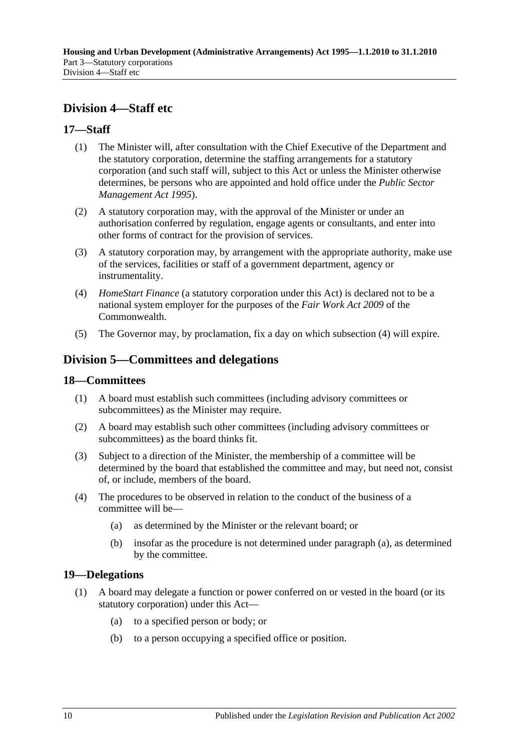## Division 4—Staff etc

### 17—Staff

(1) The Minister will, after consultation with the Chief Executive of the Department and the statutory corporation, determine the staffing arrangements for a statutory corporation (and such staff will, subject to this Act or unless the Minister otherwise determines, be persons who are appointed and hold office under the *Public Sector Management Act 1995*).

(2) A statutory corporation may, with the approval of the Minister or under an authorisation conferred by regulation, engage agents or consultants, and enter into other forms of contract for the provision of services.

(3) A statutory corporation may, by arrangement with the appropriate authority, make use of the services, facilities or staff of a government department, agency or instrumentality.

(4) *HomeStart Finance* (a statutory corporation under this Act) is declared not to be a national system employer for the purposes of the *Fair Work Act 2009* of the Commonwealth.

(5) The Governor may, by proclamation, fix a day on which subsection (4) will expire.

## Division 5—Committees and delegations

### 18—Committees

(1) A board must establish such committees (including advisory committees or subcommittees) as the Minister may require.

(2) A board may establish such other committees (including advisory committees or subcommittees) as the board thinks fit.

(3) Subject to a direction of the Minister, the membership of a committee will be determined by the board that established the committee and may, but need not, consist of, or include, members of the board.

(4) The procedures to be observed in relation to the conduct of the business of a committee will be—

   (a) as determined by the Minister or the relevant board; or

   (b) insofar as the procedure is not determined under paragraph (a), as determined by the committee.

### 19—Delegations

(1) A board may delegate a function or power conferred on or vested in the board (or its statutory corporation) under this Act—

   (a) to a specified person or body; or

   (b) to a person occupying a specified office or position.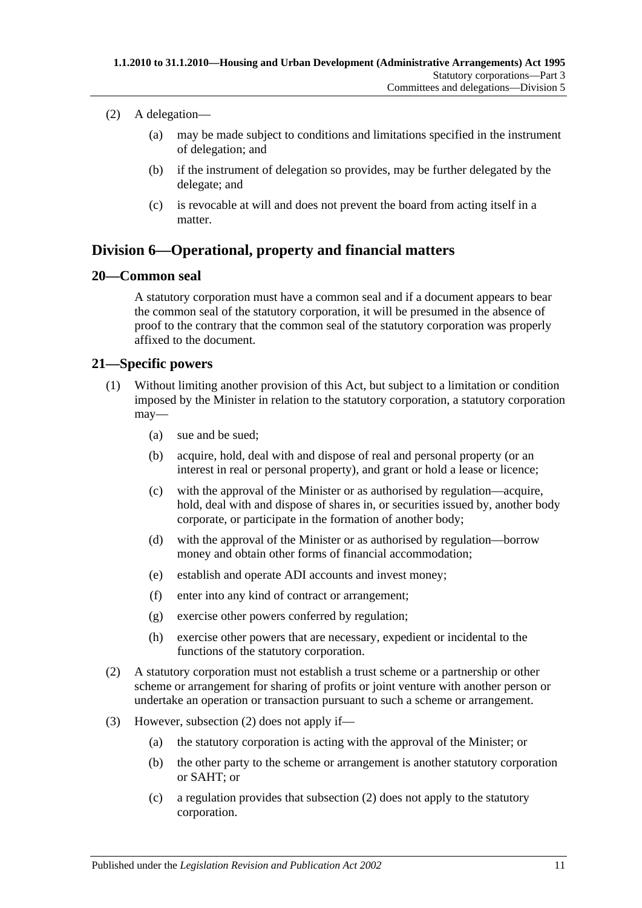(2) A delegation—

(a) may be made subject to conditions and limitations specified in the instrument of delegation; and

(b) if the instrument of delegation so provides, may be further delegated by the delegate; and

(c) is revocable at will and does not prevent the board from acting itself in a matter.

## Division 6—Operational, property and financial matters

### 20—Common seal

A statutory corporation must have a common seal and if a document appears to bear the common seal of the statutory corporation, it will be presumed in the absence of proof to the contrary that the common seal of the statutory corporation was properly affixed to the document.

### 21—Specific powers

(1) Without limiting another provision of this Act, but subject to a limitation or condition imposed by the Minister in relation to the statutory corporation, a statutory corporation may—

(a) sue and be sued;

(b) acquire, hold, deal with and dispose of real and personal property (or an interest in real or personal property), and grant or hold a lease or licence;

(c) with the approval of the Minister or as authorised by regulation—acquire, hold, deal with and dispose of shares in, or securities issued by, another body corporate, or participate in the formation of another body;

(d) with the approval of the Minister or as authorised by regulation—borrow money and obtain other forms of financial accommodation;

(e) establish and operate ADI accounts and invest money;

(f) enter into any kind of contract or arrangement;

(g) exercise other powers conferred by regulation;

(h) exercise other powers that are necessary, expedient or incidental to the functions of the statutory corporation.

(2) A statutory corporation must not establish a trust scheme or a partnership or other scheme or arrangement for sharing of profits or joint venture with another person or undertake an operation or transaction pursuant to such a scheme or arrangement.

(3) However, subsection (2) does not apply if—

(a) the statutory corporation is acting with the approval of the Minister; or

(b) the other party to the scheme or arrangement is another statutory corporation or SAHT; or

(c) a regulation provides that subsection (2) does not apply to the statutory corporation.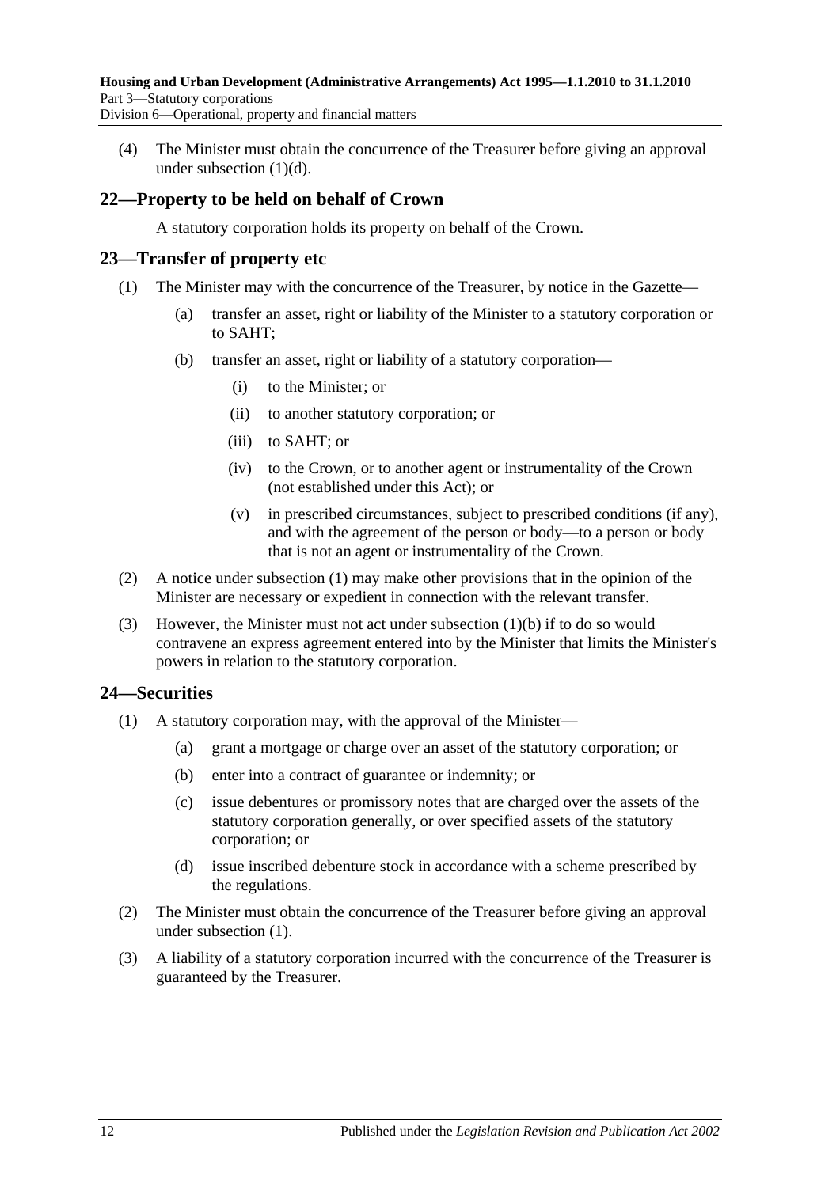(4) The Minister must obtain the concurrence of the Treasurer before giving an approval under subsection (1)(d).

## 22—Property to be held on behalf of Crown

A statutory corporation holds its property on behalf of the Crown.

## 23—Transfer of property etc

(1) The Minister may with the concurrence of the Treasurer, by notice in the Gazette—

(a) transfer an asset, right or liability of the Minister to a statutory corporation or to SAHT;

(b) transfer an asset, right or liability of a statutory corporation—

(i) to the Minister; or

(ii) to another statutory corporation; or

(iii) to SAHT; or

(iv) to the Crown, or to another agent or instrumentality of the Crown (not established under this Act); or

(v) in prescribed circumstances, subject to prescribed conditions (if any), and with the agreement of the person or body—to a person or body that is not an agent or instrumentality of the Crown.

(2) A notice under subsection (1) may make other provisions that in the opinion of the Minister are necessary or expedient in connection with the relevant transfer.

(3) However, the Minister must not act under subsection (1)(b) if to do so would contravene an express agreement entered into by the Minister that limits the Minister's powers in relation to the statutory corporation.

## 24—Securities

(1) A statutory corporation may, with the approval of the Minister—

(a) grant a mortgage or charge over an asset of the statutory corporation; or

(b) enter into a contract of guarantee or indemnity; or

(c) issue debentures or promissory notes that are charged over the assets of the statutory corporation generally, or over specified assets of the statutory corporation; or

(d) issue inscribed debenture stock in accordance with a scheme prescribed by the regulations.

(2) The Minister must obtain the concurrence of the Treasurer before giving an approval under subsection (1).

(3) A liability of a statutory corporation incurred with the concurrence of the Treasurer is guaranteed by the Treasurer.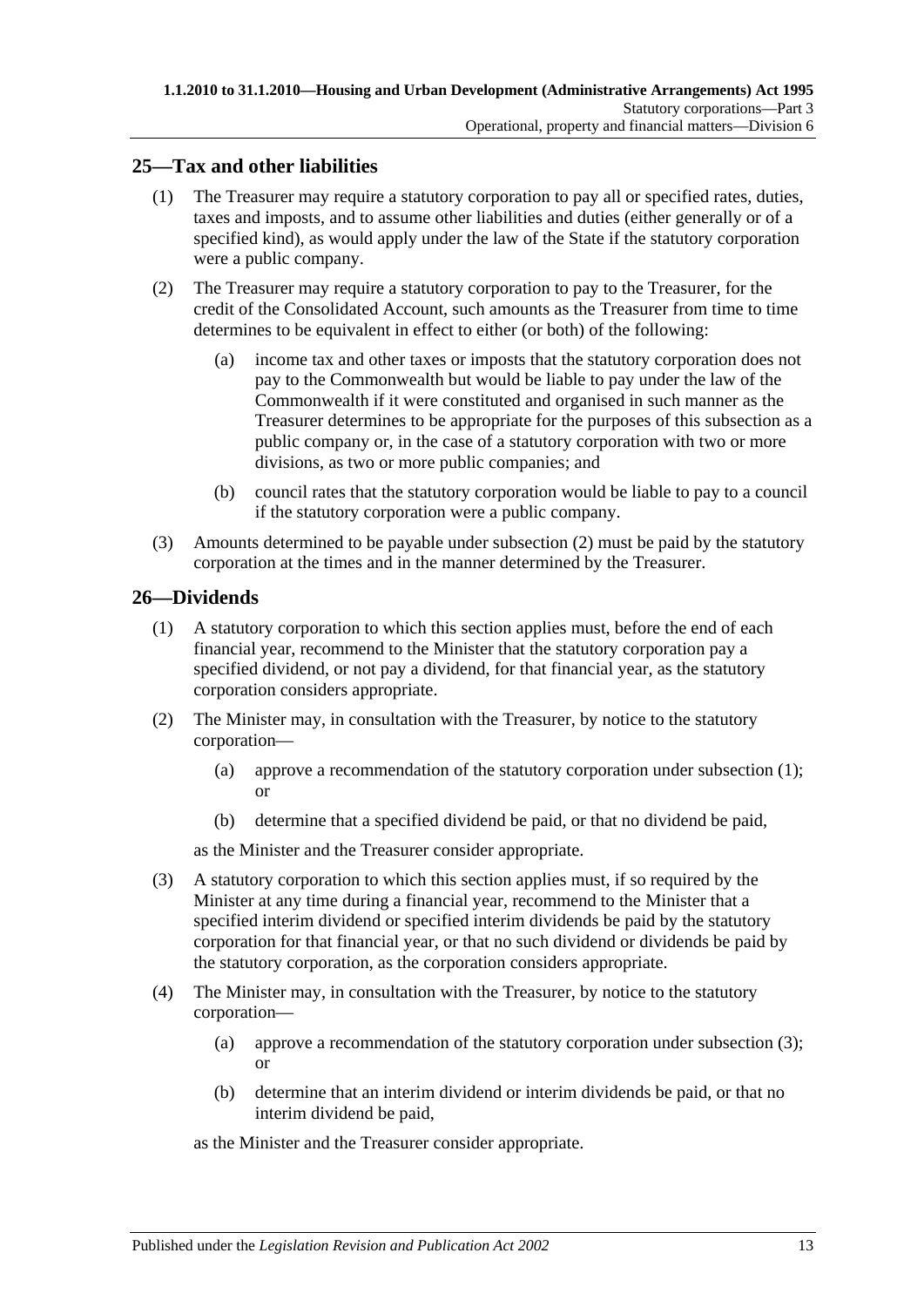## 25—Tax and other liabilities

(1) The Treasurer may require a statutory corporation to pay all or specified rates, duties, taxes and imposts, and to assume other liabilities and duties (either generally or of a specified kind), as would apply under the law of the State if the statutory corporation were a public company.

(2) The Treasurer may require a statutory corporation to pay to the Treasurer, for the credit of the Consolidated Account, such amounts as the Treasurer from time to time determines to be equivalent in effect to either (or both) of the following:

- (a) income tax and other taxes or imposts that the statutory corporation does not pay to the Commonwealth but would be liable to pay under the law of the Commonwealth if it were constituted and organised in such manner as the Treasurer determines to be appropriate for the purposes of this subsection as a public company or, in the case of a statutory corporation with two or more divisions, as two or more public companies; and
- (b) council rates that the statutory corporation would be liable to pay to a council if the statutory corporation were a public company.

(3) Amounts determined to be payable under subsection (2) must be paid by the statutory corporation at the times and in the manner determined by the Treasurer.

## 26—Dividends

(1) A statutory corporation to which this section applies must, before the end of each financial year, recommend to the Minister that the statutory corporation pay a specified dividend, or not pay a dividend, for that financial year, as the statutory corporation considers appropriate.

(2) The Minister may, in consultation with the Treasurer, by notice to the statutory corporation—

- (a) approve a recommendation of the statutory corporation under subsection (1); or
- (b) determine that a specified dividend be paid, or that no dividend be paid,

as the Minister and the Treasurer consider appropriate.

(3) A statutory corporation to which this section applies must, if so required by the Minister at any time during a financial year, recommend to the Minister that a specified interim dividend or specified interim dividends be paid by the statutory corporation for that financial year, or that no such dividend or dividends be paid by the statutory corporation, as the corporation considers appropriate.

(4) The Minister may, in consultation with the Treasurer, by notice to the statutory corporation—

- (a) approve a recommendation of the statutory corporation under subsection (3); or
- (b) determine that an interim dividend or interim dividends be paid, or that no interim dividend be paid,

as the Minister and the Treasurer consider appropriate.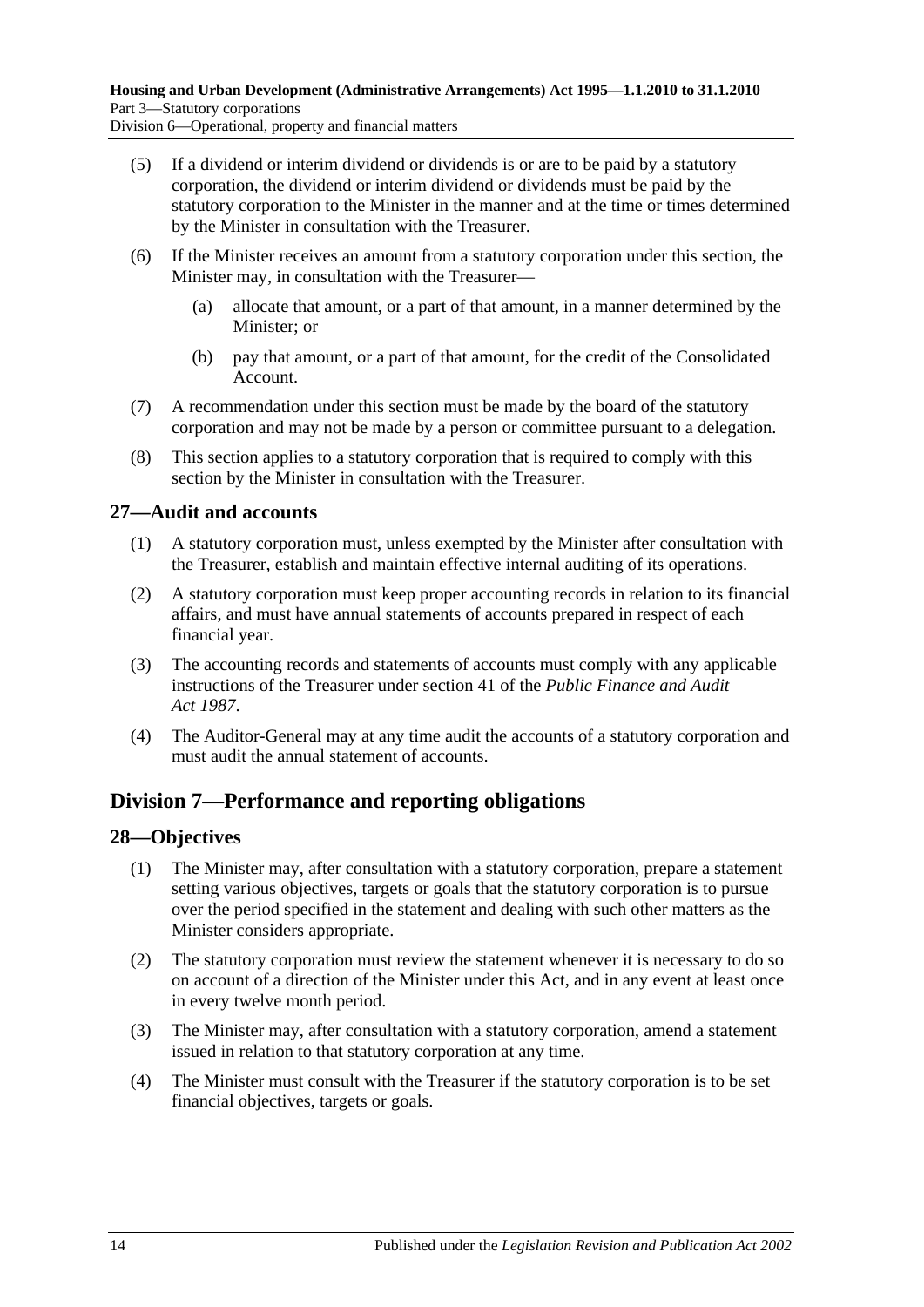(5) If a dividend or interim dividend or dividends is or are to be paid by a statutory corporation, the dividend or interim dividend or dividends must be paid by the statutory corporation to the Minister in the manner and at the time or times determined by the Minister in consultation with the Treasurer.

(6) If the Minister receives an amount from a statutory corporation under this section, the Minister may, in consultation with the Treasurer—

  (a) allocate that amount, or a part of that amount, in a manner determined by the Minister; or

  (b) pay that amount, or a part of that amount, for the credit of the Consolidated Account.

(7) A recommendation under this section must be made by the board of the statutory corporation and may not be made by a person or committee pursuant to a delegation.

(8) This section applies to a statutory corporation that is required to comply with this section by the Minister in consultation with the Treasurer.

### 27—Audit and accounts

(1) A statutory corporation must, unless exempted by the Minister after consultation with the Treasurer, establish and maintain effective internal auditing of its operations.

(2) A statutory corporation must keep proper accounting records in relation to its financial affairs, and must have annual statements of accounts prepared in respect of each financial year.

(3) The accounting records and statements of accounts must comply with any applicable instructions of the Treasurer under section 41 of the *Public Finance and Audit Act 1987*.

(4) The Auditor-General may at any time audit the accounts of a statutory corporation and must audit the annual statement of accounts.

## Division 7—Performance and reporting obligations

### 28—Objectives

(1) The Minister may, after consultation with a statutory corporation, prepare a statement setting various objectives, targets or goals that the statutory corporation is to pursue over the period specified in the statement and dealing with such other matters as the Minister considers appropriate.

(2) The statutory corporation must review the statement whenever it is necessary to do so on account of a direction of the Minister under this Act, and in any event at least once in every twelve month period.

(3) The Minister may, after consultation with a statutory corporation, amend a statement issued in relation to that statutory corporation at any time.

(4) The Minister must consult with the Treasurer if the statutory corporation is to be set financial objectives, targets or goals.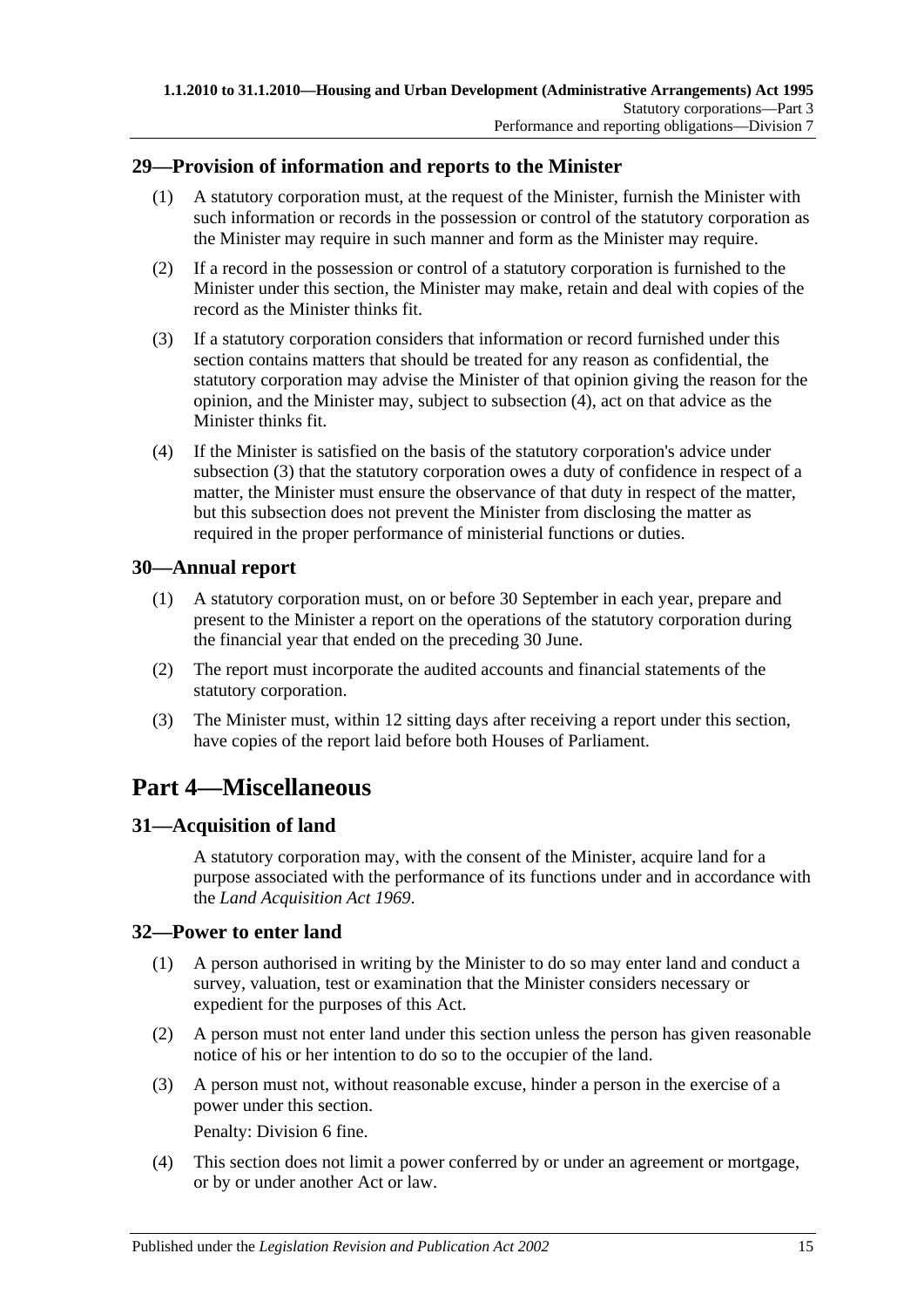## 29—Provision of information and reports to the Minister

(1) A statutory corporation must, at the request of the Minister, furnish the Minister with such information or records in the possession or control of the statutory corporation as the Minister may require in such manner and form as the Minister may require.

(2) If a record in the possession or control of a statutory corporation is furnished to the Minister under this section, the Minister may make, retain and deal with copies of the record as the Minister thinks fit.

(3) If a statutory corporation considers that information or record furnished under this section contains matters that should be treated for any reason as confidential, the statutory corporation may advise the Minister of that opinion giving the reason for the opinion, and the Minister may, subject to subsection (4), act on that advice as the Minister thinks fit.

(4) If the Minister is satisfied on the basis of the statutory corporation's advice under subsection (3) that the statutory corporation owes a duty of confidence in respect of a matter, the Minister must ensure the observance of that duty in respect of the matter, but this subsection does not prevent the Minister from disclosing the matter as required in the proper performance of ministerial functions or duties.

## 30—Annual report

(1) A statutory corporation must, on or before 30 September in each year, prepare and present to the Minister a report on the operations of the statutory corporation during the financial year that ended on the preceding 30 June.

(2) The report must incorporate the audited accounts and financial statements of the statutory corporation.

(3) The Minister must, within 12 sitting days after receiving a report under this section, have copies of the report laid before both Houses of Parliament.

# Part 4—Miscellaneous

## 31—Acquisition of land

A statutory corporation may, with the consent of the Minister, acquire land for a purpose associated with the performance of its functions under and in accordance with the *Land Acquisition Act 1969*.

## 32—Power to enter land

(1) A person authorised in writing by the Minister to do so may enter land and conduct a survey, valuation, test or examination that the Minister considers necessary or expedient for the purposes of this Act.

(2) A person must not enter land under this section unless the person has given reasonable notice of his or her intention to do so to the occupier of the land.

(3) A person must not, without reasonable excuse, hinder a person in the exercise of a power under this section.

Penalty: Division 6 fine.

(4) This section does not limit a power conferred by or under an agreement or mortgage, or by or under another Act or law.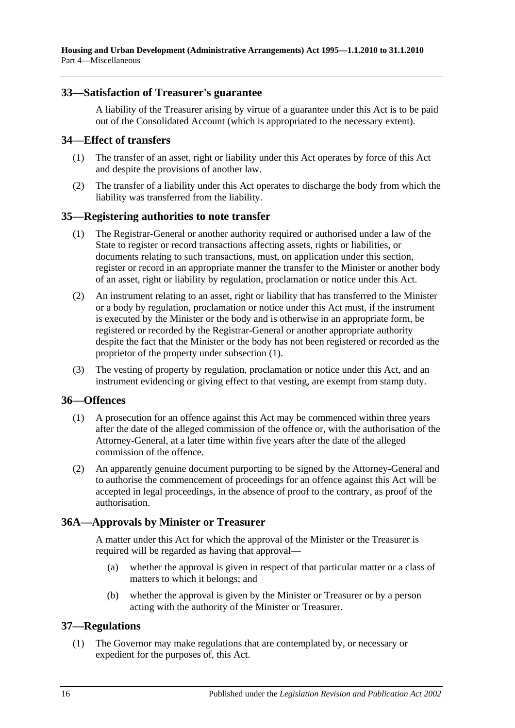## 33—Satisfaction of Treasurer's guarantee

A liability of the Treasurer arising by virtue of a guarantee under this Act is to be paid out of the Consolidated Account (which is appropriated to the necessary extent).

## 34—Effect of transfers

(1) The transfer of an asset, right or liability under this Act operates by force of this Act and despite the provisions of another law.

(2) The transfer of a liability under this Act operates to discharge the body from which the liability was transferred from the liability.

## 35—Registering authorities to note transfer

(1) The Registrar-General or another authority required or authorised under a law of the State to register or record transactions affecting assets, rights or liabilities, or documents relating to such transactions, must, on application under this section, register or record in an appropriate manner the transfer to the Minister or another body of an asset, right or liability by regulation, proclamation or notice under this Act.

(2) An instrument relating to an asset, right or liability that has transferred to the Minister or a body by regulation, proclamation or notice under this Act must, if the instrument is executed by the Minister or the body and is otherwise in an appropriate form, be registered or recorded by the Registrar-General or another appropriate authority despite the fact that the Minister or the body has not been registered or recorded as the proprietor of the property under subsection (1).

(3) The vesting of property by regulation, proclamation or notice under this Act, and an instrument evidencing or giving effect to that vesting, are exempt from stamp duty.

## 36—Offences

(1) A prosecution for an offence against this Act may be commenced within three years after the date of the alleged commission of the offence or, with the authorisation of the Attorney-General, at a later time within five years after the date of the alleged commission of the offence.

(2) An apparently genuine document purporting to be signed by the Attorney-General and to authorise the commencement of proceedings for an offence against this Act will be accepted in legal proceedings, in the absence of proof to the contrary, as proof of the authorisation.

## 36A—Approvals by Minister or Treasurer

A matter under this Act for which the approval of the Minister or the Treasurer is required will be regarded as having that approval—

(a) whether the approval is given in respect of that particular matter or a class of matters to which it belongs; and

(b) whether the approval is given by the Minister or Treasurer or by a person acting with the authority of the Minister or Treasurer.

## 37—Regulations

(1) The Governor may make regulations that are contemplated by, or necessary or expedient for the purposes of, this Act.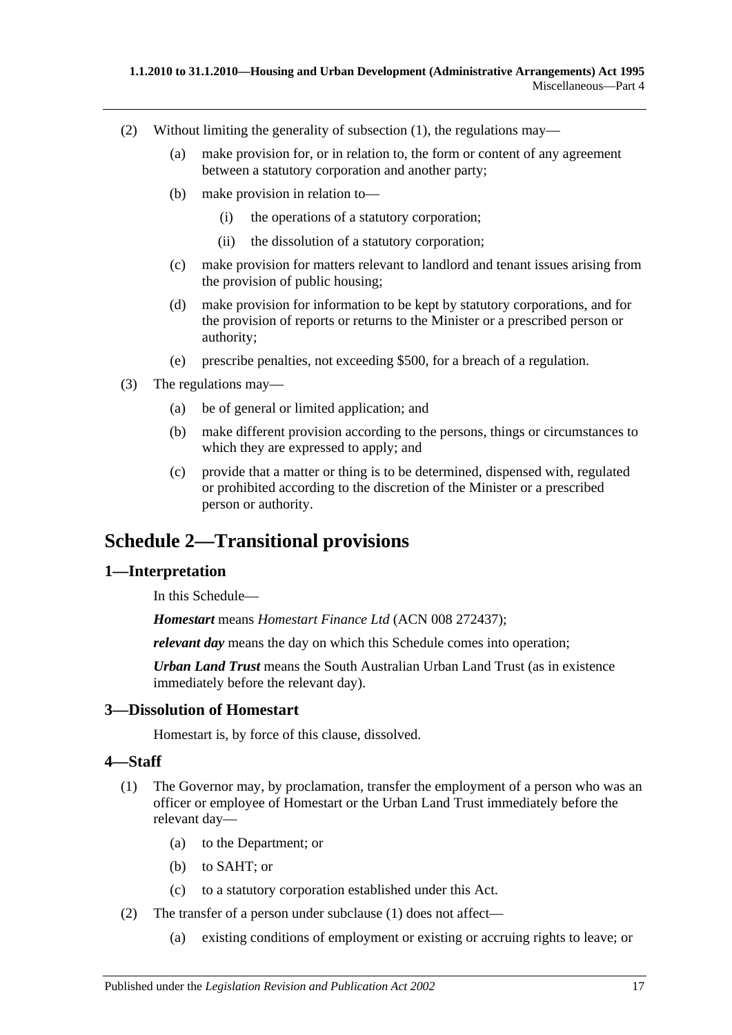(2) Without limiting the generality of subsection (1), the regulations may—

(a) make provision for, or in relation to, the form or content of any agreement between a statutory corporation and another party;

(b) make provision in relation to—

(i) the operations of a statutory corporation;

(ii) the dissolution of a statutory corporation;

(c) make provision for matters relevant to landlord and tenant issues arising from the provision of public housing;

(d) make provision for information to be kept by statutory corporations, and for the provision of reports or returns to the Minister or a prescribed person or authority;

(e) prescribe penalties, not exceeding $500, for a breach of a regulation.

(3) The regulations may—

(a) be of general or limited application; and

(b) make different provision according to the persons, things or circumstances to which they are expressed to apply; and

(c) provide that a matter or thing is to be determined, dispensed with, regulated or prohibited according to the discretion of the Minister or a prescribed person or authority.

# Schedule 2—Transitional provisions

## 1—Interpretation

In this Schedule—

***Homestart*** means *Homestart Finance Ltd* (ACN 008 272437);

***relevant day*** means the day on which this Schedule comes into operation;

***Urban Land Trust*** means the South Australian Urban Land Trust (as in existence immediately before the relevant day).

## 3—Dissolution of Homestart

Homestart is, by force of this clause, dissolved.

## 4—Staff

(1) The Governor may, by proclamation, transfer the employment of a person who was an officer or employee of Homestart or the Urban Land Trust immediately before the relevant day—

(a) to the Department; or

(b) to SAHT; or

(c) to a statutory corporation established under this Act.

(2) The transfer of a person under subclause (1) does not affect—

(a) existing conditions of employment or existing or accruing rights to leave; or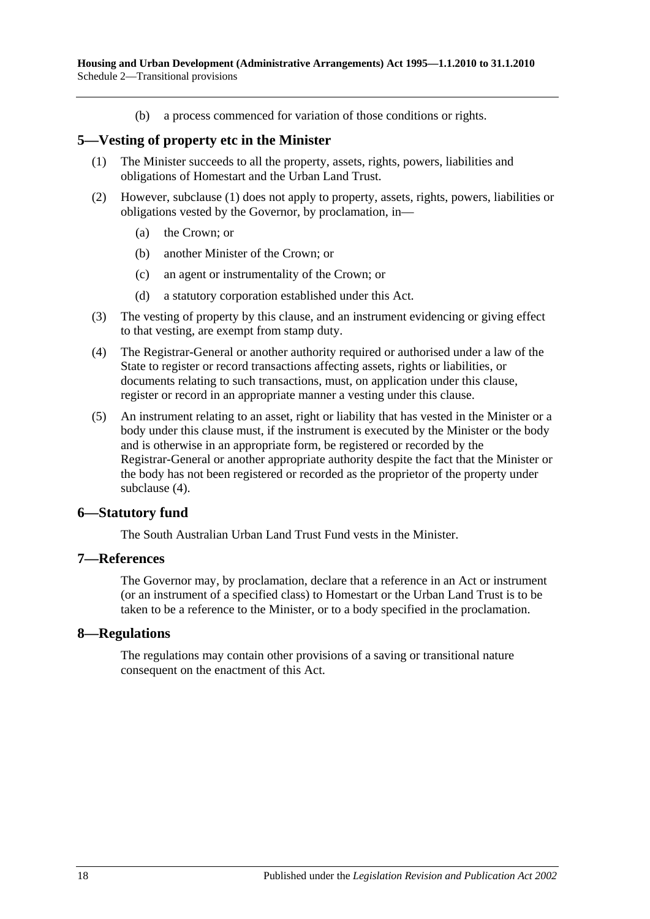(b) a process commenced for variation of those conditions or rights.

## 5—Vesting of property etc in the Minister

(1) The Minister succeeds to all the property, assets, rights, powers, liabilities and obligations of Homestart and the Urban Land Trust.

(2) However, subclause (1) does not apply to property, assets, rights, powers, liabilities or obligations vested by the Governor, by proclamation, in—

(a) the Crown; or

(b) another Minister of the Crown; or

(c) an agent or instrumentality of the Crown; or

(d) a statutory corporation established under this Act.

(3) The vesting of property by this clause, and an instrument evidencing or giving effect to that vesting, are exempt from stamp duty.

(4) The Registrar-General or another authority required or authorised under a law of the State to register or record transactions affecting assets, rights or liabilities, or documents relating to such transactions, must, on application under this clause, register or record in an appropriate manner a vesting under this clause.

(5) An instrument relating to an asset, right or liability that has vested in the Minister or a body under this clause must, if the instrument is executed by the Minister or the body and is otherwise in an appropriate form, be registered or recorded by the Registrar-General or another appropriate authority despite the fact that the Minister or the body has not been registered or recorded as the proprietor of the property under subclause (4).

## 6—Statutory fund

The South Australian Urban Land Trust Fund vests in the Minister.

## 7—References

The Governor may, by proclamation, declare that a reference in an Act or instrument (or an instrument of a specified class) to Homestart or the Urban Land Trust is to be taken to be a reference to the Minister, or to a body specified in the proclamation.

## 8—Regulations

The regulations may contain other provisions of a saving or transitional nature consequent on the enactment of this Act.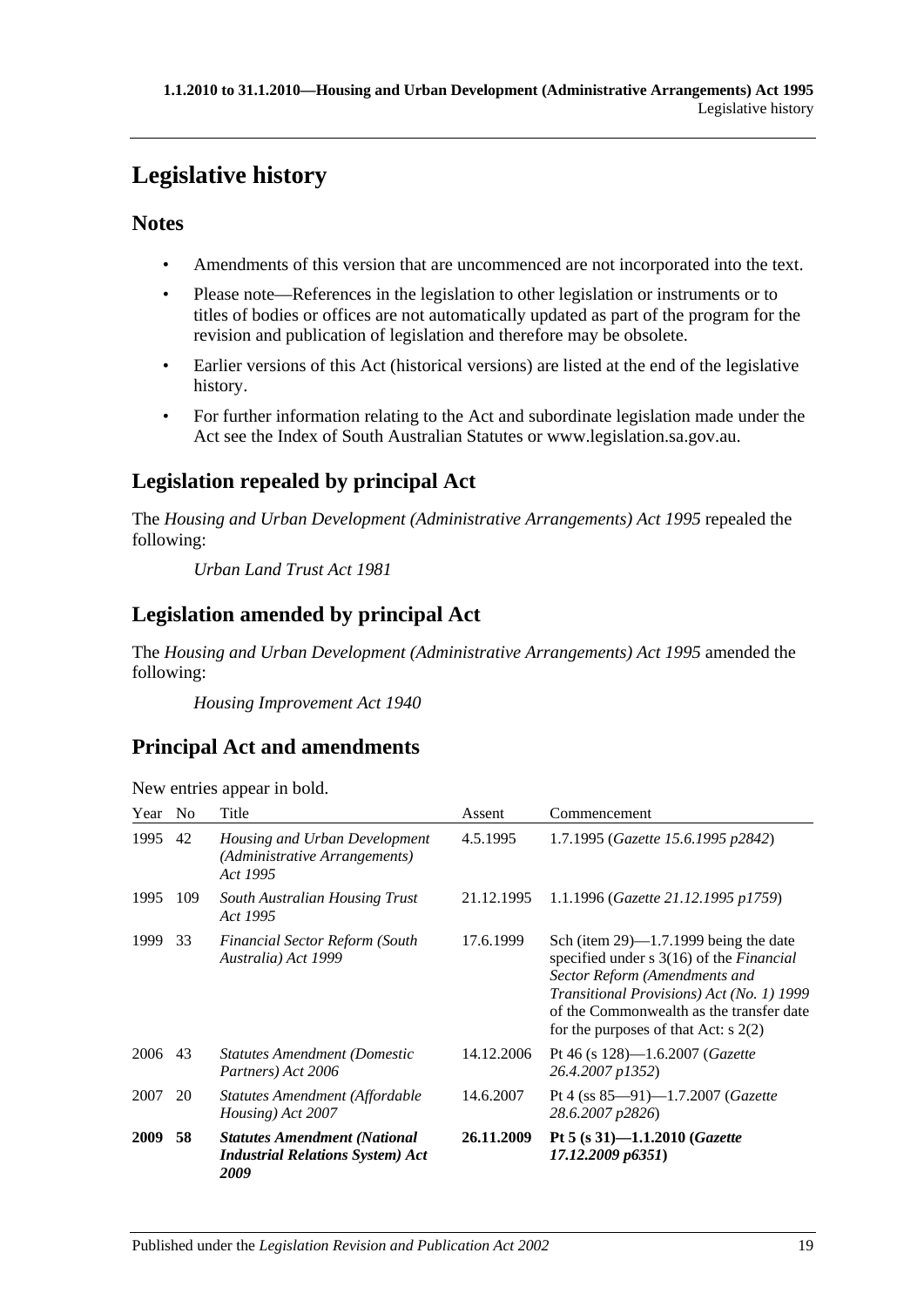# Legislative history

## Notes

- Amendments of this version that are uncommenced are not incorporated into the text.
- Please note—References in the legislation to other legislation or instruments or to titles of bodies or offices are not automatically updated as part of the program for the revision and publication of legislation and therefore may be obsolete.
- Earlier versions of this Act (historical versions) are listed at the end of the legislative history.
- For further information relating to the Act and subordinate legislation made under the Act see the Index of South Australian Statutes or www.legislation.sa.gov.au.

## Legislation repealed by principal Act

The *Housing and Urban Development (Administrative Arrangements) Act 1995* repealed the following:

*Urban Land Trust Act 1981*

## Legislation amended by principal Act

The *Housing and Urban Development (Administrative Arrangements) Act 1995* amended the following:

*Housing Improvement Act 1940*

## Principal Act and amendments

New entries appear in bold.

| Year | No | Title | Assent | Commencement |
|---|---|---|---|---|
| 1995 | 42 | *Housing and Urban Development (Administrative Arrangements) Act 1995* | 4.5.1995 | 1.7.1995 (*Gazette 15.6.1995 p2842*) |
| 1995 | 109 | *South Australian Housing Trust Act 1995* | 21.12.1995 | 1.1.1996 (*Gazette 21.12.1995 p1759*) |
| 1999 | 33 | *Financial Sector Reform (South Australia) Act 1999* | 17.6.1999 | Sch (item 29)—1.7.1999 being the date specified under s 3(16) of the *Financial Sector Reform (Amendments and Transitional Provisions) Act (No. 1) 1999* of the Commonwealth as the transfer date for the purposes of that Act: s 2(2) |
| 2006 | 43 | *Statutes Amendment (Domestic Partners) Act 2006* | 14.12.2006 | Pt 46 (s 128)—1.6.2007 (*Gazette 26.4.2007 p1352*) |
| 2007 | 20 | *Statutes Amendment (Affordable Housing) Act 2007* | 14.6.2007 | Pt 4 (ss 85—91)—1.7.2007 (*Gazette 28.6.2007 p2826*) |
| **2009** | **58** | ***Statutes Amendment (National Industrial Relations System) Act 2009*** | **26.11.2009** | **Pt 5 (s 31)—1.1.2010 (*Gazette 17.12.2009 p6351*)** |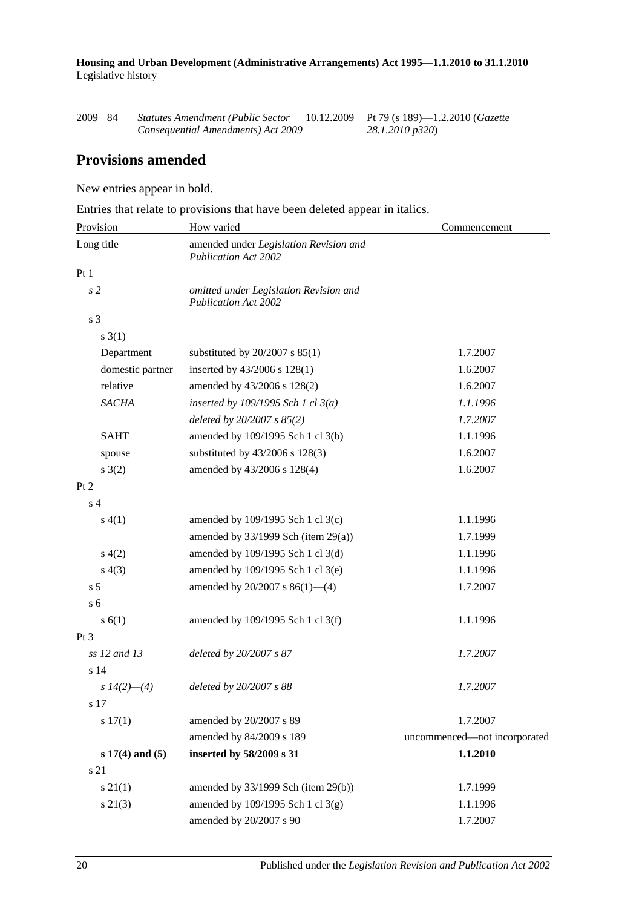| 2009 | 84 | *Statutes Amendment (Public Sector Consequential Amendments) Act 2009* | 10.12.2009 | Pt 79 (s 189)—1.2.2010 (*Gazette 28.1.2010 p320*) |
|---|---|---|---|---|

## Provisions amended

New entries appear in bold.

Entries that relate to provisions that have been deleted appear in italics.

| Provision | How varied | Commencement |
|---|---|---|
| Long title | amended under *Legislation Revision and Publication Act 2002* | |
| Pt 1 | | |
| *s 2* | *omitted under Legislation Revision and Publication Act 2002* | |
| s 3 | | |
| s 3(1) | | |
| Department | substituted by 20/2007 s 85(1) | 1.7.2007 |
| domestic partner | inserted by 43/2006 s 128(1) | 1.6.2007 |
| relative | amended by 43/2006 s 128(2) | 1.6.2007 |
| *SACHA* | *inserted by 109/1995 Sch 1 cl 3(a)* | *1.1.1996* |
| | *deleted by 20/2007 s 85(2)* | *1.7.2007* |
| SAHT | amended by 109/1995 Sch 1 cl 3(b) | 1.1.1996 |
| spouse | substituted by 43/2006 s 128(3) | 1.6.2007 |
| s 3(2) | amended by 43/2006 s 128(4) | 1.6.2007 |
| Pt 2 | | |
| s 4 | | |
| s 4(1) | amended by 109/1995 Sch 1 cl 3(c) | 1.1.1996 |
| | amended by 33/1999 Sch (item 29(a)) | 1.7.1999 |
| s 4(2) | amended by 109/1995 Sch 1 cl 3(d) | 1.1.1996 |
| s 4(3) | amended by 109/1995 Sch 1 cl 3(e) | 1.1.1996 |
| s 5 | amended by 20/2007 s 86(1)—(4) | 1.7.2007 |
| s 6 | | |
| s 6(1) | amended by 109/1995 Sch 1 cl 3(f) | 1.1.1996 |
| Pt 3 | | |
| *ss 12 and 13* | *deleted by 20/2007 s 87* | *1.7.2007* |
| s 14 | | |
| *s 14(2)—(4)* | *deleted by 20/2007 s 88* | *1.7.2007* |
| s 17 | | |
| s 17(1) | amended by 20/2007 s 89 | 1.7.2007 |
| | amended by 84/2009 s 189 | uncommenced—not incorporated |
| **s 17(4) and (5)** | **inserted by 58/2009 s 31** | **1.1.2010** |
| s 21 | | |
| s 21(1) | amended by 33/1999 Sch (item 29(b)) | 1.7.1999 |
| s 21(3) | amended by 109/1995 Sch 1 cl 3(g) | 1.1.1996 |
| | amended by 20/2007 s 90 | 1.7.2007 |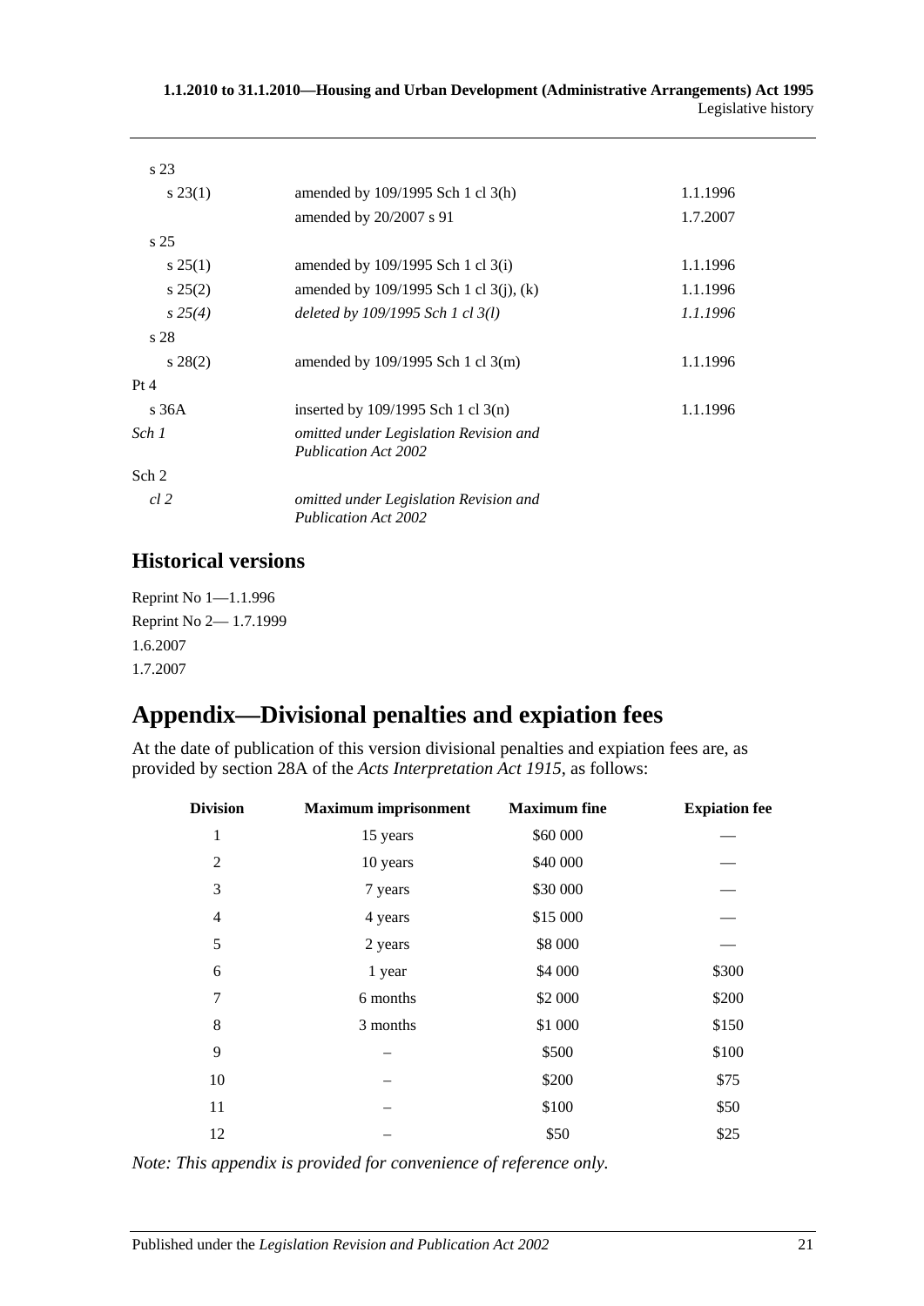| | | |
|---|---|---|
| s 23 | | |
| s 23(1) | amended by 109/1995 Sch 1 cl 3(h) | 1.1.1996 |
| | amended by 20/2007 s 91 | 1.7.2007 |
| s 25 | | |
| s 25(1) | amended by 109/1995 Sch 1 cl 3(i) | 1.1.1996 |
| s 25(2) | amended by 109/1995 Sch 1 cl 3(j), (k) | 1.1.1996 |
| *s 25(4)* | *deleted by 109/1995 Sch 1 cl 3(l)* | *1.1.1996* |
| s 28 | | |
| s 28(2) | amended by 109/1995 Sch 1 cl 3(m) | 1.1.1996 |
| Pt 4 | | |
| s 36A | inserted by 109/1995 Sch 1 cl 3(n) | 1.1.1996 |
| *Sch 1* | *omitted under Legislation Revision and Publication Act 2002* | |
| Sch 2 | | |
| *cl 2* | *omitted under Legislation Revision and Publication Act 2002* | |

## Historical versions

Reprint No 1—1.1.996
Reprint No 2— 1.7.1999
1.6.2007
1.7.2007

# Appendix—Divisional penalties and expiation fees

At the date of publication of this version divisional penalties and expiation fees are, as provided by section 28A of the *Acts Interpretation Act 1915*, as follows:

| Division | Maximum imprisonment | Maximum fine | Expiation fee |
|---|---|---|---|
| 1 | 15 years | \$60 000 | — |
| 2 | 10 years | \$40 000 | — |
| 3 | 7 years | \$30 000 | — |
| 4 | 4 years | \$15 000 | — |
| 5 | 2 years | \$8 000 | — |
| 6 | 1 year | \$4 000 | \$300 |
| 7 | 6 months | \$2 000 | \$200 |
| 8 | 3 months | \$1 000 | \$150 |
| 9 | – | \$500 | \$100 |
| 10 | – | \$200 | \$75 |
| 11 | – | \$100 | \$50 |
| 12 | – | \$50 | \$25 |

*Note: This appendix is provided for convenience of reference only.*